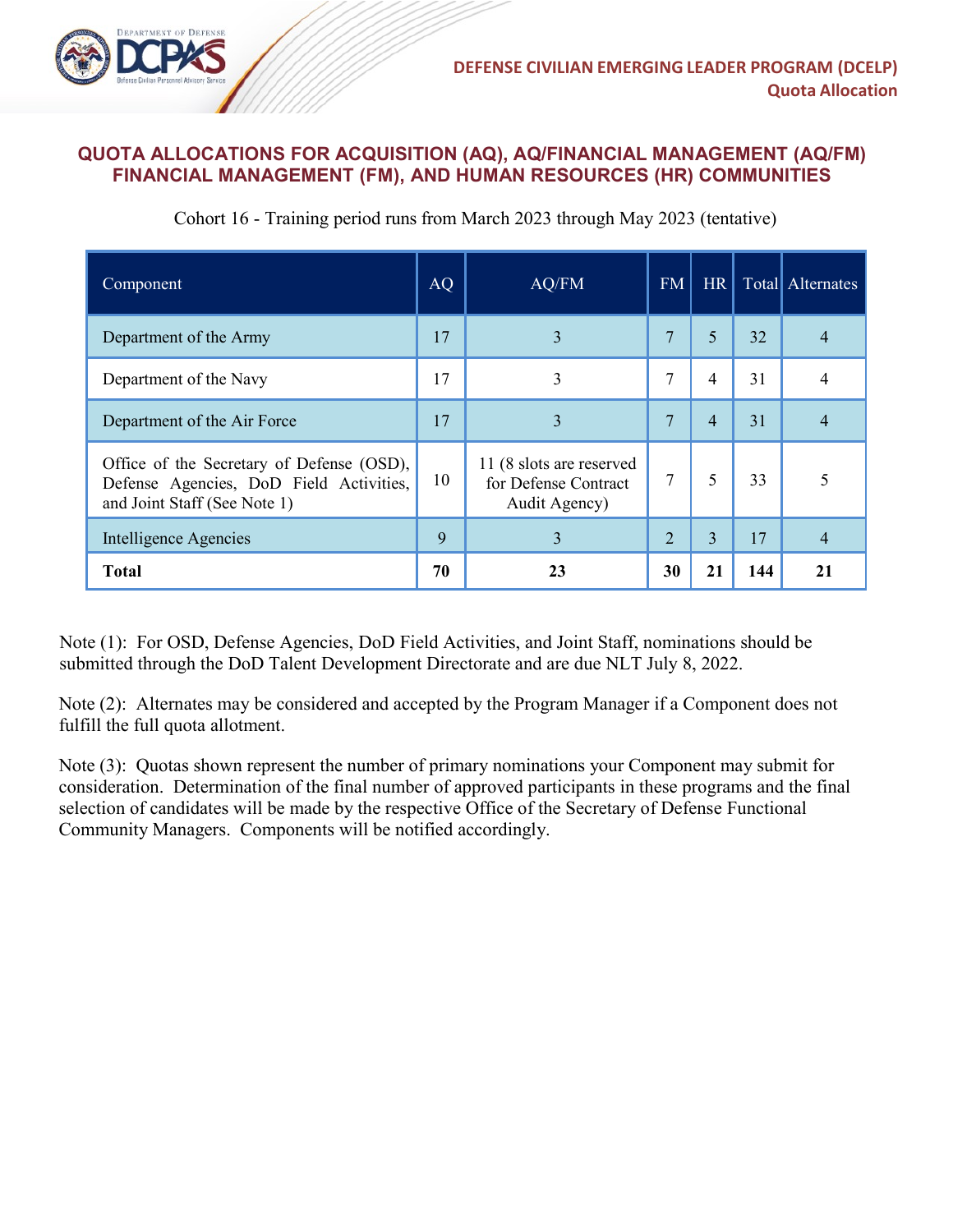**DEFENSE CIVILIAN EMERGING LEADER PROGRAM (DCELP)**
**Quota Allocation**

## QUOTA ALLOCATIONS FOR ACQUISITION (AQ), AQ/FINANCIAL MANAGEMENT (AQ/FM) FINANCIAL MANAGEMENT (FM), AND HUMAN RESOURCES (HR) COMMUNITIES

Cohort 16 - Training period runs from March 2023 through May 2023 (tentative)

| Component | AQ | AQ/FM | FM | HR | Total | Alternates |
|---|---|---|---|---|---|---|
| Department of the Army | 17 | 3 | 7 | 5 | 32 | 4 |
| Department of the Navy | 17 | 3 | 7 | 4 | 31 | 4 |
| Department of the Air Force | 17 | 3 | 7 | 4 | 31 | 4 |
| Office of the Secretary of Defense (OSD), Defense Agencies, DoD Field Activities, and Joint Staff (See Note 1) | 10 | 11 (8 slots are reserved for Defense Contract Audit Agency) | 7 | 5 | 33 | 5 |
| Intelligence Agencies | 9 | 3 | 2 | 3 | 17 | 4 |
| **Total** | **70** | **23** | **30** | **21** | **144** | **21** |

Note (1): For OSD, Defense Agencies, DoD Field Activities, and Joint Staff, nominations should be submitted through the DoD Talent Development Directorate and are due NLT July 8, 2022.

Note (2): Alternates may be considered and accepted by the Program Manager if a Component does not fulfill the full quota allotment.

Note (3): Quotas shown represent the number of primary nominations your Component may submit for consideration. Determination of the final number of approved participants in these programs and the final selection of candidates will be made by the respective Office of the Secretary of Defense Functional Community Managers. Components will be notified accordingly.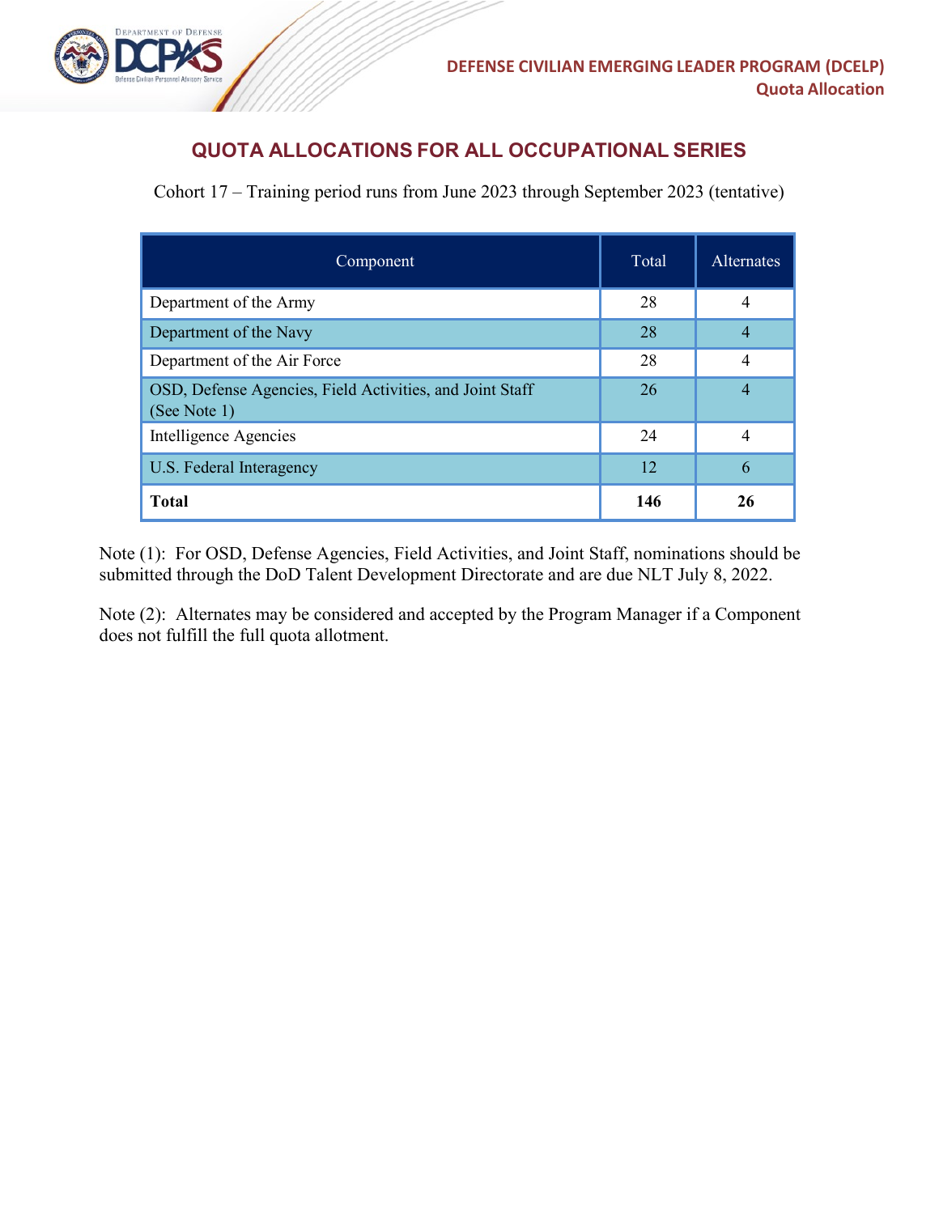# QUOTA ALLOCATIONS FOR ALL OCCUPATIONAL SERIES

Cohort 17 – Training period runs from June 2023 through September 2023 (tentative)

| Component | Total | Alternates |
|---|---|---|
| Department of the Army | 28 | 4 |
| Department of the Navy | 28 | 4 |
| Department of the Air Force | 28 | 4 |
| OSD, Defense Agencies, Field Activities, and Joint Staff (See Note 1) | 26 | 4 |
| Intelligence Agencies | 24 | 4 |
| U.S. Federal Interagency | 12 | 6 |
| **Total** | **146** | **26** |

Note (1): For OSD, Defense Agencies, Field Activities, and Joint Staff, nominations should be submitted through the DoD Talent Development Directorate and are due NLT July 8, 2022.

Note (2): Alternates may be considered and accepted by the Program Manager if a Component does not fulfill the full quota allotment.